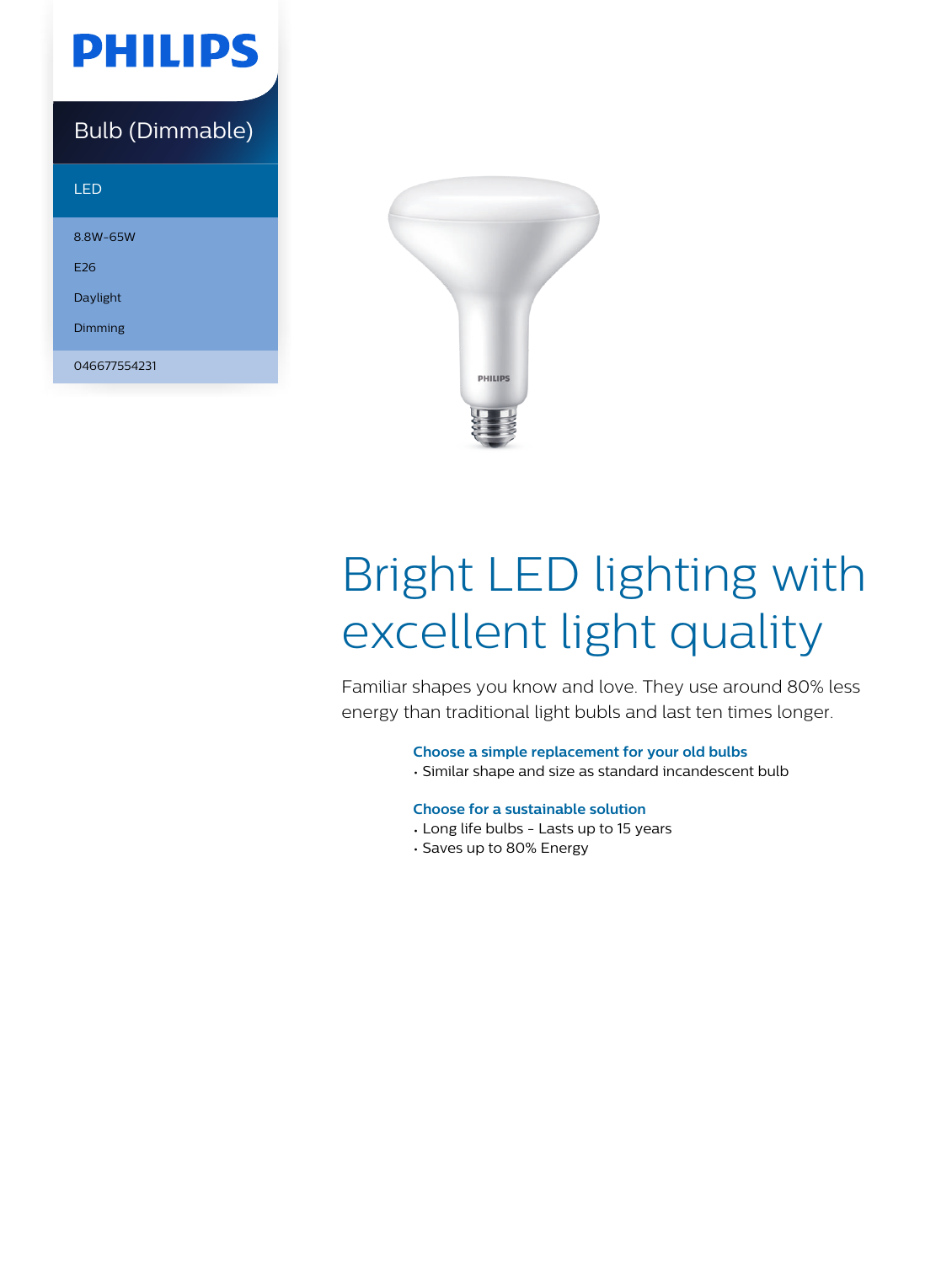PHILIPS

Bulb (Dimmable)

LED

8.8W-65W

E26

Daylight

Dimming

046677554231

# Bright LED lighting with excellent light quality

Familiar shapes you know and love. They use around 80% less energy than traditional light bulbs and last ten times longer.

### Choose a simple replacement for your old bulbs

- Similar shape and size as standard incandescent bulb

### Choose for a sustainable solution

- Long life bulbs - Lasts up to 15 years
- Saves up to 80% Energy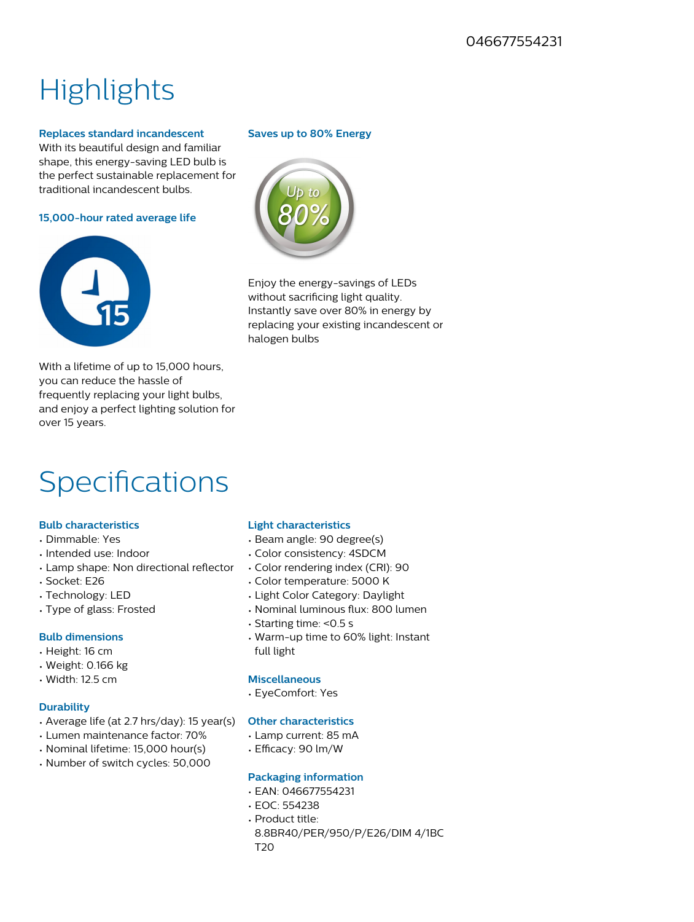046677554231

# Highlights

### Replaces standard incandescent

With its beautiful design and familiar shape, this energy-saving LED bulb is the perfect sustainable replacement for traditional incandescent bulbs.

### 15,000-hour rated average life

With a lifetime of up to 15,000 hours, you can reduce the hassle of frequently replacing your light bulbs, and enjoy a perfect lighting solution for over 15 years.

### Saves up to 80% Energy

Enjoy the energy-savings of LEDs without sacrificing light quality. Instantly save over 80% in energy by replacing your existing incandescent or halogen bulbs

# Specifications

### Bulb characteristics

- Dimmable: Yes
- Intended use: Indoor
- Lamp shape: Non directional reflector
- Socket: E26
- Technology: LED
- Type of glass: Frosted

### Bulb dimensions

- Height: 16 cm
- Weight: 0.166 kg
- Width: 12.5 cm

### Durability

- Average life (at 2.7 hrs/day): 15 year(s)
- Lumen maintenance factor: 70%
- Nominal lifetime: 15,000 hour(s)
- Number of switch cycles: 50,000

### Light characteristics

- Beam angle: 90 degree(s)
- Color consistency: 4SDCM
- Color rendering index (CRI): 90
- Color temperature: 5000 K
- Light Color Category: Daylight
- Nominal luminous flux: 800 lumen
- Starting time: <0.5 s
- Warm-up time to 60% light: Instant full light

### Miscellaneous

- EyeComfort: Yes

### Other characteristics

- Lamp current: 85 mA
- Efficacy: 90 lm/W

### Packaging information

- EAN: 046677554231
- EOC: 554238
- Product title: 8.8BR40/PER/950/P/E26/DIM 4/1BC T20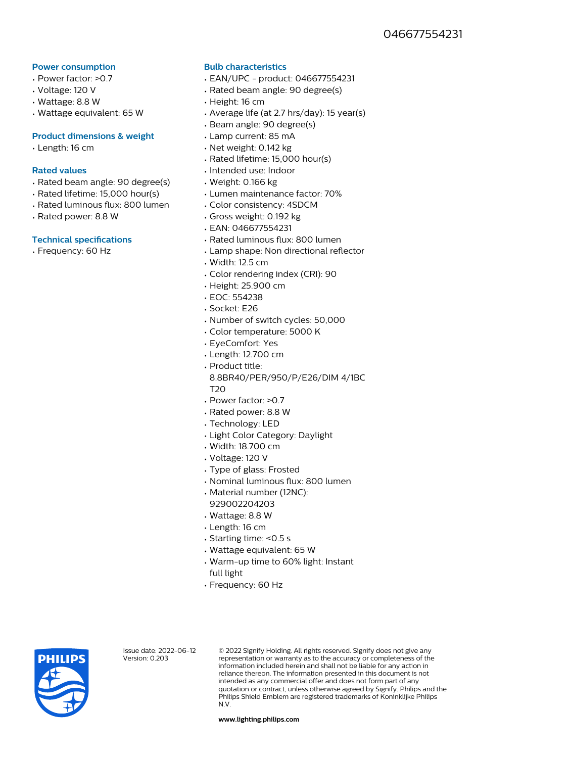## Power consumption

- Power factor: >0.7
- Voltage: 120 V
- Wattage: 8.8 W
- Wattage equivalent: 65 W

## Product dimensions & weight

- Length: 16 cm

## Rated values

- Rated beam angle: 90 degree(s)
- Rated lifetime: 15,000 hour(s)
- Rated luminous flux: 800 lumen
- Rated power: 8.8 W

## Technical specifications

- Frequency: 60 Hz

## Bulb characteristics

- EAN/UPC - product: 046677554231
- Rated beam angle: 90 degree(s)
- Height: 16 cm
- Average life (at 2.7 hrs/day): 15 year(s)
- Beam angle: 90 degree(s)
- Lamp current: 85 mA
- Net weight: 0.142 kg
- Rated lifetime: 15,000 hour(s)
- Intended use: Indoor
- Weight: 0.166 kg
- Lumen maintenance factor: 70%
- Color consistency: 4SDCM
- Gross weight: 0.192 kg
- EAN: 046677554231
- Rated luminous flux: 800 lumen
- Lamp shape: Non directional reflector
- Width: 12.5 cm
- Color rendering index (CRI): 90
- Height: 25.900 cm
- EOC: 554238
- Socket: E26
- Number of switch cycles: 50,000
- Color temperature: 5000 K
- EyeComfort: Yes
- Length: 12.700 cm
- Product title: 8.8BR40/PER/950/P/E26/DIM 4/1BC T20
- Power factor: >0.7
- Rated power: 8.8 W
- Technology: LED
- Light Color Category: Daylight
- Width: 18.700 cm
- Voltage: 120 V
- Type of glass: Frosted
- Nominal luminous flux: 800 lumen
- Material number (12NC): 929002204203
- Wattage: 8.8 W
- Length: 16 cm
- Starting time: <0.5 s
- Wattage equivalent: 65 W
- Warm-up time to 60% light: Instant full light
- Frequency: 60 Hz

Issue date: 2022-06-12
Version: 0.203

© 2022 Signify Holding. All rights reserved. Signify does not give any representation or warranty as to the accuracy or completeness of the information included herein and shall not be liable for any action in reliance thereon. The information presented in this document is not intended as any commercial offer and does not form part of any quotation or contract, unless otherwise agreed by Signify. Philips and the Philips Shield Emblem are registered trademarks of Koninklijke Philips N.V.

**www.lighting.philips.com**